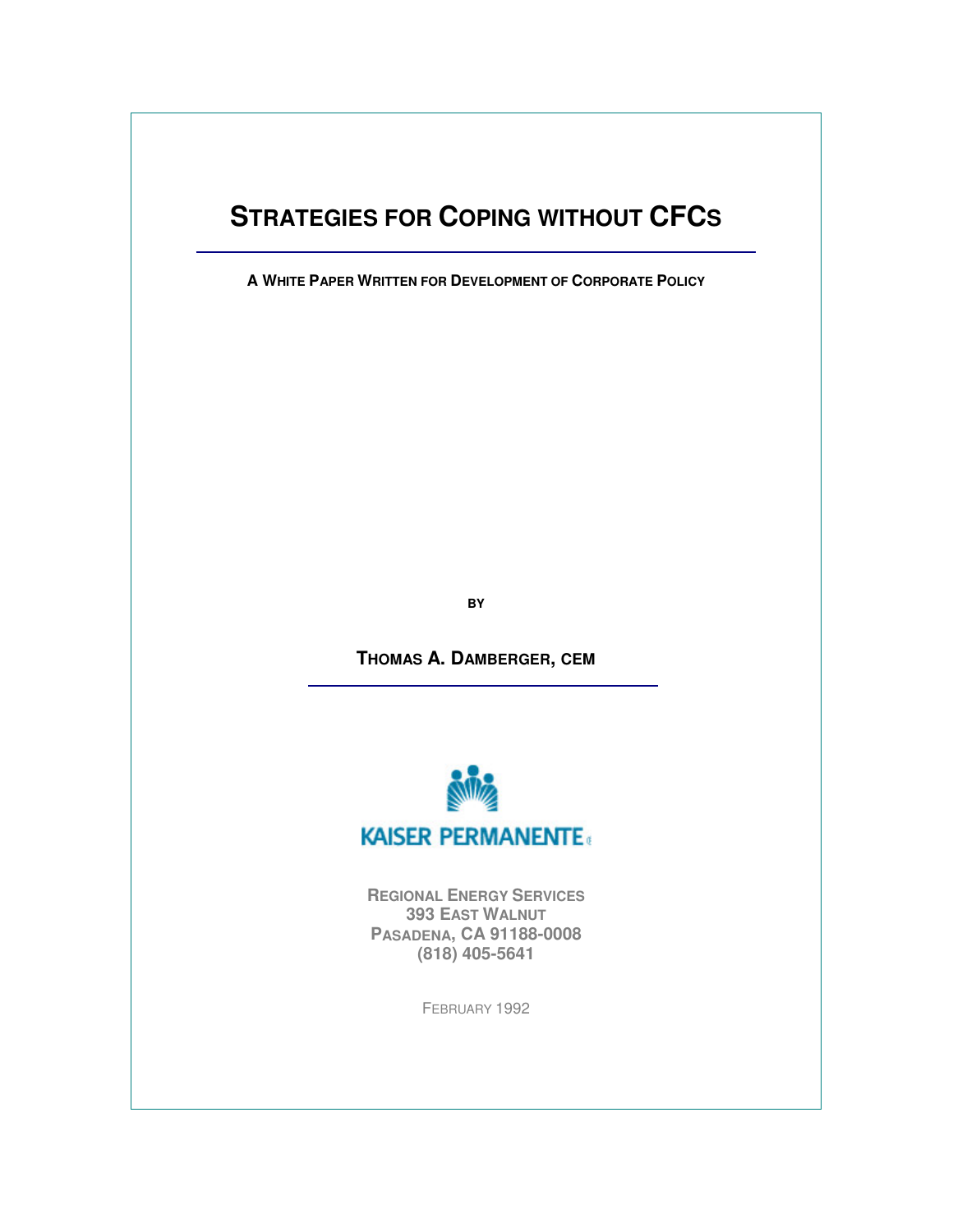# STRATEGIES FOR COPING WITHOUT CFCS

**A WHITE PAPER WRITTEN FOR DEVELOPMENT OF CORPORATE POLICY**

**BY**

**THOMAS A. DAMBERGER, CEM**

KAISER PERMANENTE

**REGIONAL ENERGY SERVICES**
**393 EAST WALNUT**
**PASADENA, CA 91188-0008**
**(818) 405-5641**

FEBRUARY 1992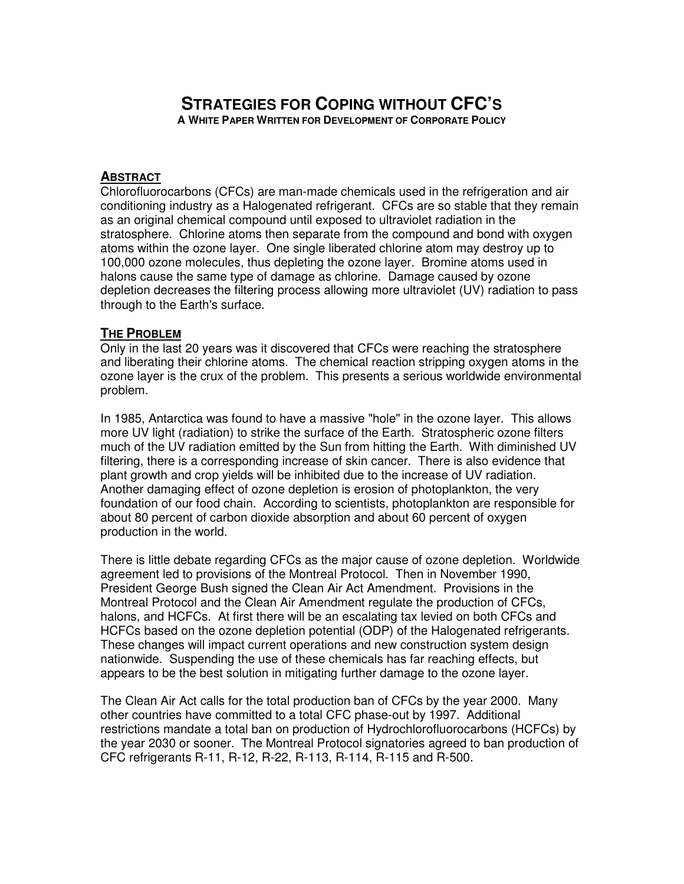# STRATEGIES FOR COPING WITHOUT CFC'S

**A WHITE PAPER WRITTEN FOR DEVELOPMENT OF CORPORATE POLICY**

## ABSTRACT

Chlorofluorocarbons (CFCs) are man-made chemicals used in the refrigeration and air conditioning industry as a Halogenated refrigerant. CFCs are so stable that they remain as an original chemical compound until exposed to ultraviolet radiation in the stratosphere. Chlorine atoms then separate from the compound and bond with oxygen atoms within the ozone layer. One single liberated chlorine atom may destroy up to 100,000 ozone molecules, thus depleting the ozone layer. Bromine atoms used in halons cause the same type of damage as chlorine. Damage caused by ozone depletion decreases the filtering process allowing more ultraviolet (UV) radiation to pass through to the Earth's surface.

## THE PROBLEM

Only in the last 20 years was it discovered that CFCs were reaching the stratosphere and liberating their chlorine atoms. The chemical reaction stripping oxygen atoms in the ozone layer is the crux of the problem. This presents a serious worldwide environmental problem.

In 1985, Antarctica was found to have a massive "hole" in the ozone layer. This allows more UV light (radiation) to strike the surface of the Earth. Stratospheric ozone filters much of the UV radiation emitted by the Sun from hitting the Earth. With diminished UV filtering, there is a corresponding increase of skin cancer. There is also evidence that plant growth and crop yields will be inhibited due to the increase of UV radiation. Another damaging effect of ozone depletion is erosion of photoplankton, the very foundation of our food chain. According to scientists, photoplankton are responsible for about 80 percent of carbon dioxide absorption and about 60 percent of oxygen production in the world.

There is little debate regarding CFCs as the major cause of ozone depletion. Worldwide agreement led to provisions of the Montreal Protocol. Then in November 1990, President George Bush signed the Clean Air Act Amendment. Provisions in the Montreal Protocol and the Clean Air Amendment regulate the production of CFCs, halons, and HCFCs. At first there will be an escalating tax levied on both CFCs and HCFCs based on the ozone depletion potential (ODP) of the Halogenated refrigerants. These changes will impact current operations and new construction system design nationwide. Suspending the use of these chemicals has far reaching effects, but appears to be the best solution in mitigating further damage to the ozone layer.

The Clean Air Act calls for the total production ban of CFCs by the year 2000. Many other countries have committed to a total CFC phase-out by 1997. Additional restrictions mandate a total ban on production of Hydrochlorofluorocarbons (HCFCs) by the year 2030 or sooner. The Montreal Protocol signatories agreed to ban production of CFC refrigerants R-11, R-12, R-22, R-113, R-114, R-115 and R-500.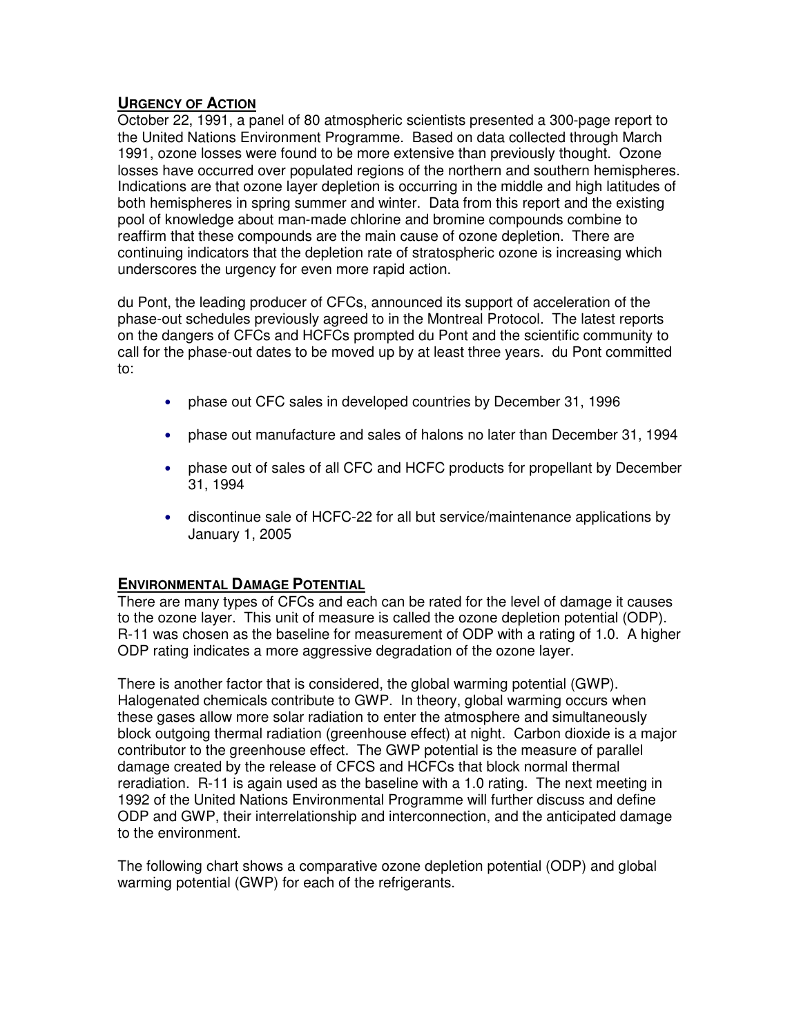## URGENCY OF ACTION

October 22, 1991, a panel of 80 atmospheric scientists presented a 300-page report to the United Nations Environment Programme. Based on data collected through March 1991, ozone losses were found to be more extensive than previously thought. Ozone losses have occurred over populated regions of the northern and southern hemispheres. Indications are that ozone layer depletion is occurring in the middle and high latitudes of both hemispheres in spring summer and winter. Data from this report and the existing pool of knowledge about man-made chlorine and bromine compounds combine to reaffirm that these compounds are the main cause of ozone depletion. There are continuing indicators that the depletion rate of stratospheric ozone is increasing which underscores the urgency for even more rapid action.

du Pont, the leading producer of CFCs, announced its support of acceleration of the phase-out schedules previously agreed to in the Montreal Protocol. The latest reports on the dangers of CFCs and HCFCs prompted du Pont and the scientific community to call for the phase-out dates to be moved up by at least three years. du Pont committed to:

- phase out CFC sales in developed countries by December 31, 1996
- phase out manufacture and sales of halons no later than December 31, 1994
- phase out of sales of all CFC and HCFC products for propellant by December 31, 1994
- discontinue sale of HCFC-22 for all but service/maintenance applications by January 1, 2005

## ENVIRONMENTAL DAMAGE POTENTIAL

There are many types of CFCs and each can be rated for the level of damage it causes to the ozone layer. This unit of measure is called the ozone depletion potential (ODP). R-11 was chosen as the baseline for measurement of ODP with a rating of 1.0. A higher ODP rating indicates a more aggressive degradation of the ozone layer.

There is another factor that is considered, the global warming potential (GWP). Halogenated chemicals contribute to GWP. In theory, global warming occurs when these gases allow more solar radiation to enter the atmosphere and simultaneously block outgoing thermal radiation (greenhouse effect) at night. Carbon dioxide is a major contributor to the greenhouse effect. The GWP potential is the measure of parallel damage created by the release of CFCS and HCFCs that block normal thermal reradiation. R-11 is again used as the baseline with a 1.0 rating. The next meeting in 1992 of the United Nations Environmental Programme will further discuss and define ODP and GWP, their interrelationship and interconnection, and the anticipated damage to the environment.

The following chart shows a comparative ozone depletion potential (ODP) and global warming potential (GWP) for each of the refrigerants.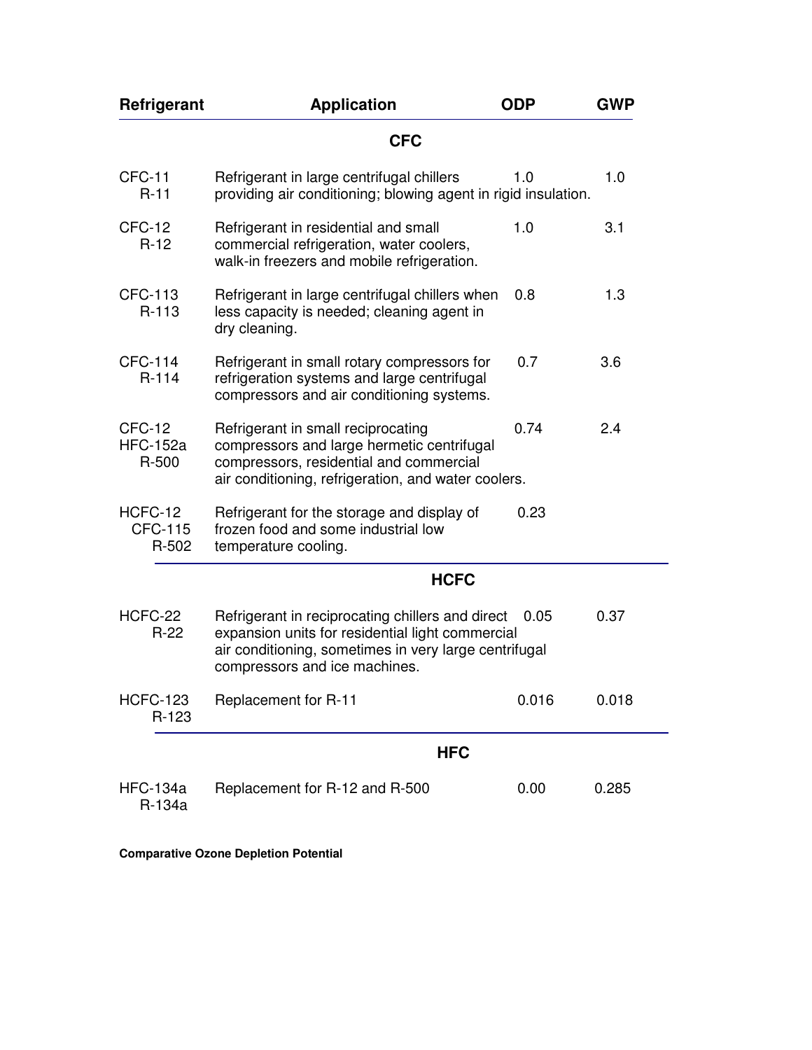| Refrigerant | Application | ODP | GWP |
|---|---|---|---|
| | **CFC** | | |
| CFC-11 R-11 | Refrigerant in large centrifugal chillers providing air conditioning; blowing agent in rigid insulation. | 1.0 | 1.0 |
| CFC-12 R-12 | Refrigerant in residential and small commercial refrigeration, water coolers, walk-in freezers and mobile refrigeration. | 1.0 | 3.1 |
| CFC-113 R-113 | Refrigerant in large centrifugal chillers when less capacity is needed; cleaning agent in dry cleaning. | 0.8 | 1.3 |
| CFC-114 R-114 | Refrigerant in small rotary compressors for refrigeration systems and large centrifugal compressors and air conditioning systems. | 0.7 | 3.6 |
| CFC-12 HFC-152a R-500 | Refrigerant in small reciprocating compressors and large hermetic centrifugal compressors, residential and commercial air conditioning, refrigeration, and water coolers. | 0.74 | 2.4 |
| HCFC-12 CFC-115 R-502 | Refrigerant for the storage and display of frozen food and some industrial low temperature cooling. | 0.23 | |
| | **HCFC** | | |
| HCFC-22 R-22 | Refrigerant in reciprocating chillers and direct expansion units for residential light commercial air conditioning, sometimes in very large centrifugal compressors and ice machines. | 0.05 | 0.37 |
| HCFC-123 R-123 | Replacement for R-11 | 0.016 | 0.018 |
| | **HFC** | | |
| HFC-134a R-134a | Replacement for R-12 and R-500 | 0.00 | 0.285 |

**Comparative Ozone Depletion Potential**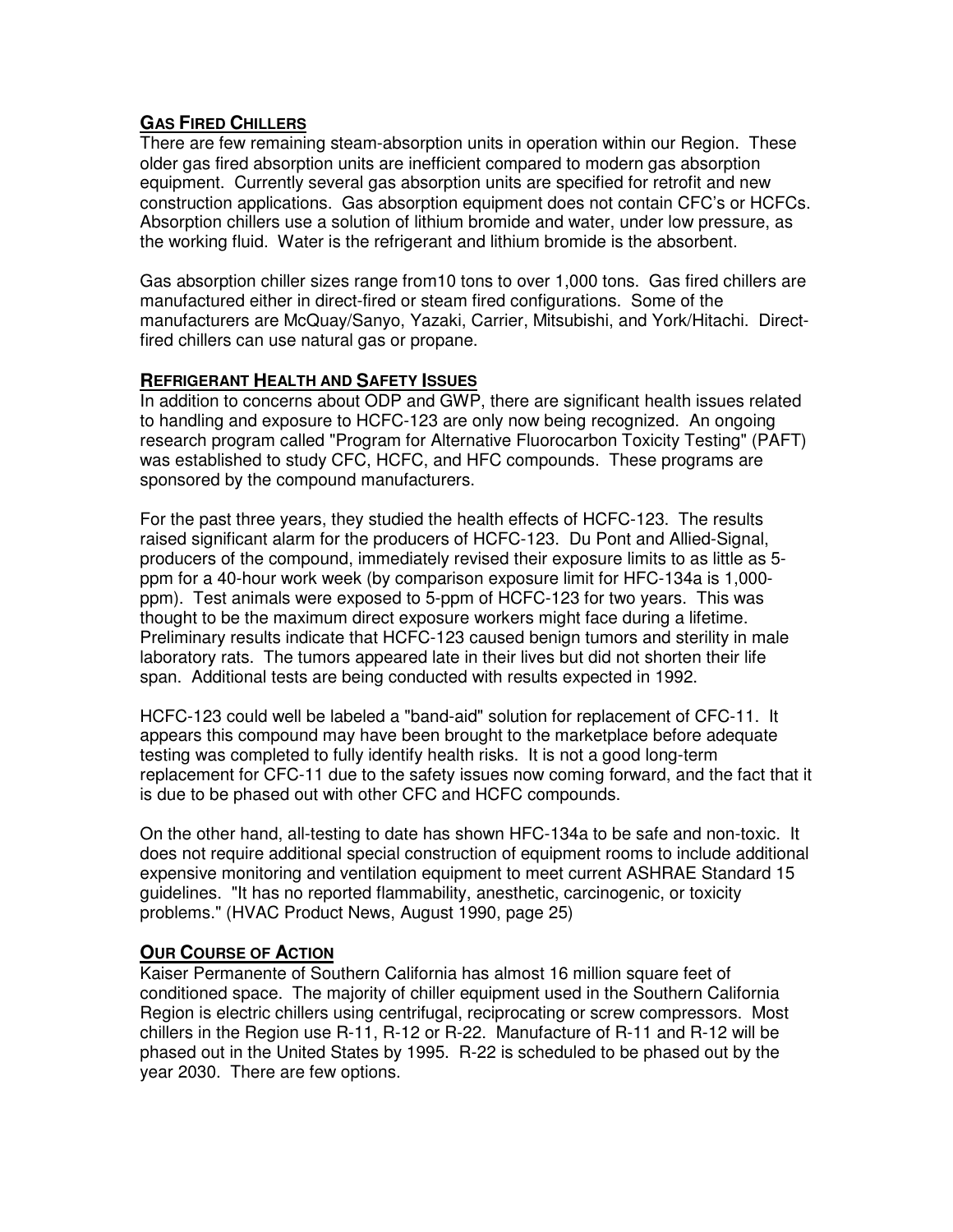## GAS FIRED CHILLERS

There are few remaining steam-absorption units in operation within our Region. These older gas fired absorption units are inefficient compared to modern gas absorption equipment. Currently several gas absorption units are specified for retrofit and new construction applications. Gas absorption equipment does not contain CFC's or HCFCs. Absorption chillers use a solution of lithium bromide and water, under low pressure, as the working fluid. Water is the refrigerant and lithium bromide is the absorbent.

Gas absorption chiller sizes range from10 tons to over 1,000 tons. Gas fired chillers are manufactured either in direct-fired or steam fired configurations. Some of the manufacturers are McQuay/Sanyo, Yazaki, Carrier, Mitsubishi, and York/Hitachi. Direct-fired chillers can use natural gas or propane.

## REFRIGERANT HEALTH AND SAFETY ISSUES

In addition to concerns about ODP and GWP, there are significant health issues related to handling and exposure to HCFC-123 are only now being recognized. An ongoing research program called "Program for Alternative Fluorocarbon Toxicity Testing" (PAFT) was established to study CFC, HCFC, and HFC compounds. These programs are sponsored by the compound manufacturers.

For the past three years, they studied the health effects of HCFC-123. The results raised significant alarm for the producers of HCFC-123. Du Pont and Allied-Signal, producers of the compound, immediately revised their exposure limits to as little as 5-ppm for a 40-hour work week (by comparison exposure limit for HFC-134a is 1,000-ppm). Test animals were exposed to 5-ppm of HCFC-123 for two years. This was thought to be the maximum direct exposure workers might face during a lifetime. Preliminary results indicate that HCFC-123 caused benign tumors and sterility in male laboratory rats. The tumors appeared late in their lives but did not shorten their life span. Additional tests are being conducted with results expected in 1992.

HCFC-123 could well be labeled a "band-aid" solution for replacement of CFC-11. It appears this compound may have been brought to the marketplace before adequate testing was completed to fully identify health risks. It is not a good long-term replacement for CFC-11 due to the safety issues now coming forward, and the fact that it is due to be phased out with other CFC and HCFC compounds.

On the other hand, all-testing to date has shown HFC-134a to be safe and non-toxic. It does not require additional special construction of equipment rooms to include additional expensive monitoring and ventilation equipment to meet current ASHRAE Standard 15 guidelines. "It has no reported flammability, anesthetic, carcinogenic, or toxicity problems." (HVAC Product News, August 1990, page 25)

## OUR COURSE OF ACTION

Kaiser Permanente of Southern California has almost 16 million square feet of conditioned space. The majority of chiller equipment used in the Southern California Region is electric chillers using centrifugal, reciprocating or screw compressors. Most chillers in the Region use R-11, R-12 or R-22. Manufacture of R-11 and R-12 will be phased out in the United States by 1995. R-22 is scheduled to be phased out by the year 2030. There are few options.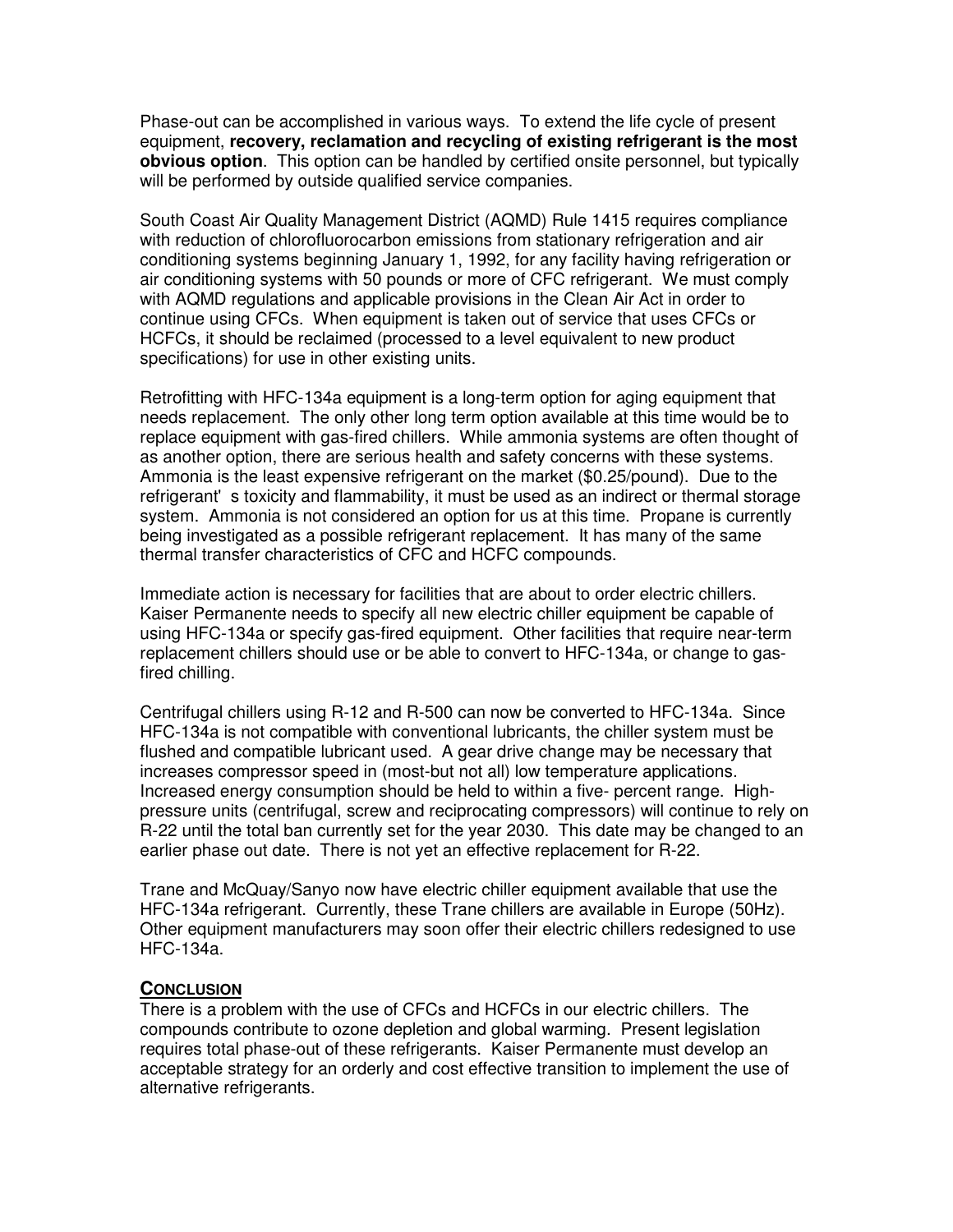Phase-out can be accomplished in various ways. To extend the life cycle of present equipment, **recovery, reclamation and recycling of existing refrigerant is the most obvious option**. This option can be handled by certified onsite personnel, but typically will be performed by outside qualified service companies.

South Coast Air Quality Management District (AQMD) Rule 1415 requires compliance with reduction of chlorofluorocarbon emissions from stationary refrigeration and air conditioning systems beginning January 1, 1992, for any facility having refrigeration or air conditioning systems with 50 pounds or more of CFC refrigerant. We must comply with AQMD regulations and applicable provisions in the Clean Air Act in order to continue using CFCs. When equipment is taken out of service that uses CFCs or HCFCs, it should be reclaimed (processed to a level equivalent to new product specifications) for use in other existing units.

Retrofitting with HFC-134a equipment is a long-term option for aging equipment that needs replacement. The only other long term option available at this time would be to replace equipment with gas-fired chillers. While ammonia systems are often thought of as another option, there are serious health and safety concerns with these systems. Ammonia is the least expensive refrigerant on the market ($0.25/pound). Due to the refrigerant' s toxicity and flammability, it must be used as an indirect or thermal storage system. Ammonia is not considered an option for us at this time. Propane is currently being investigated as a possible refrigerant replacement. It has many of the same thermal transfer characteristics of CFC and HCFC compounds.

Immediate action is necessary for facilities that are about to order electric chillers. Kaiser Permanente needs to specify all new electric chiller equipment be capable of using HFC-134a or specify gas-fired equipment. Other facilities that require near-term replacement chillers should use or be able to convert to HFC-134a, or change to gas-fired chilling.

Centrifugal chillers using R-12 and R-500 can now be converted to HFC-134a. Since HFC-134a is not compatible with conventional lubricants, the chiller system must be flushed and compatible lubricant used. A gear drive change may be necessary that increases compressor speed in (most-but not all) low temperature applications. Increased energy consumption should be held to within a five- percent range. High-pressure units (centrifugal, screw and reciprocating compressors) will continue to rely on R-22 until the total ban currently set for the year 2030. This date may be changed to an earlier phase out date. There is not yet an effective replacement for R-22.

Trane and McQuay/Sanyo now have electric chiller equipment available that use the HFC-134a refrigerant. Currently, these Trane chillers are available in Europe (50Hz). Other equipment manufacturers may soon offer their electric chillers redesigned to use HFC-134a.

## CONCLUSION

There is a problem with the use of CFCs and HCFCs in our electric chillers. The compounds contribute to ozone depletion and global warming. Present legislation requires total phase-out of these refrigerants. Kaiser Permanente must develop an acceptable strategy for an orderly and cost effective transition to implement the use of alternative refrigerants.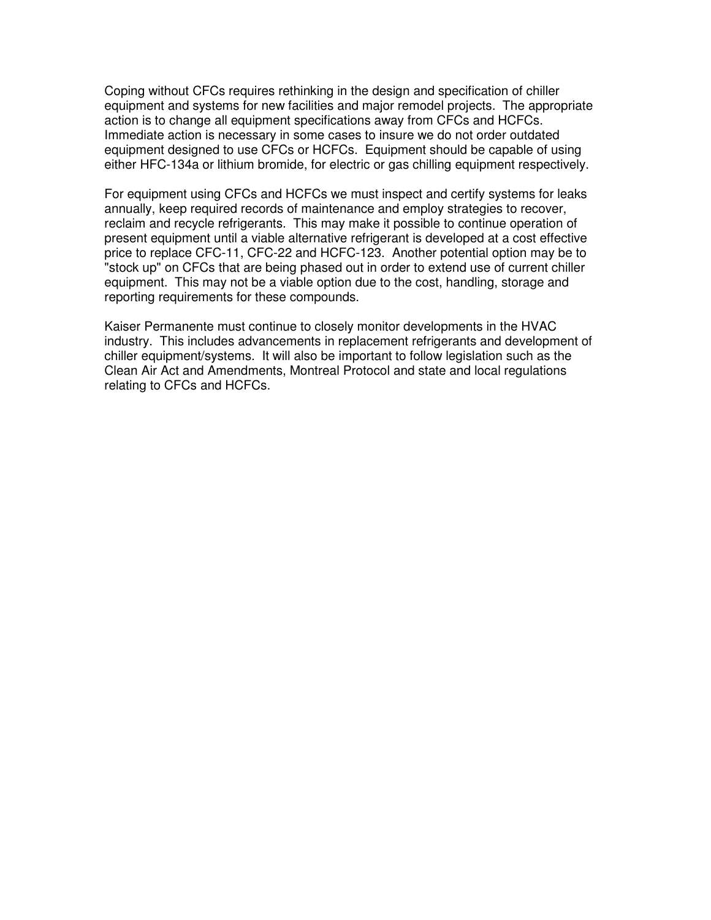Coping without CFCs requires rethinking in the design and specification of chiller equipment and systems for new facilities and major remodel projects. The appropriate action is to change all equipment specifications away from CFCs and HCFCs. Immediate action is necessary in some cases to insure we do not order outdated equipment designed to use CFCs or HCFCs. Equipment should be capable of using either HFC-134a or lithium bromide, for electric or gas chilling equipment respectively.

For equipment using CFCs and HCFCs we must inspect and certify systems for leaks annually, keep required records of maintenance and employ strategies to recover, reclaim and recycle refrigerants. This may make it possible to continue operation of present equipment until a viable alternative refrigerant is developed at a cost effective price to replace CFC-11, CFC-22 and HCFC-123. Another potential option may be to "stock up" on CFCs that are being phased out in order to extend use of current chiller equipment. This may not be a viable option due to the cost, handling, storage and reporting requirements for these compounds.

Kaiser Permanente must continue to closely monitor developments in the HVAC industry. This includes advancements in replacement refrigerants and development of chiller equipment/systems. It will also be important to follow legislation such as the Clean Air Act and Amendments, Montreal Protocol and state and local regulations relating to CFCs and HCFCs.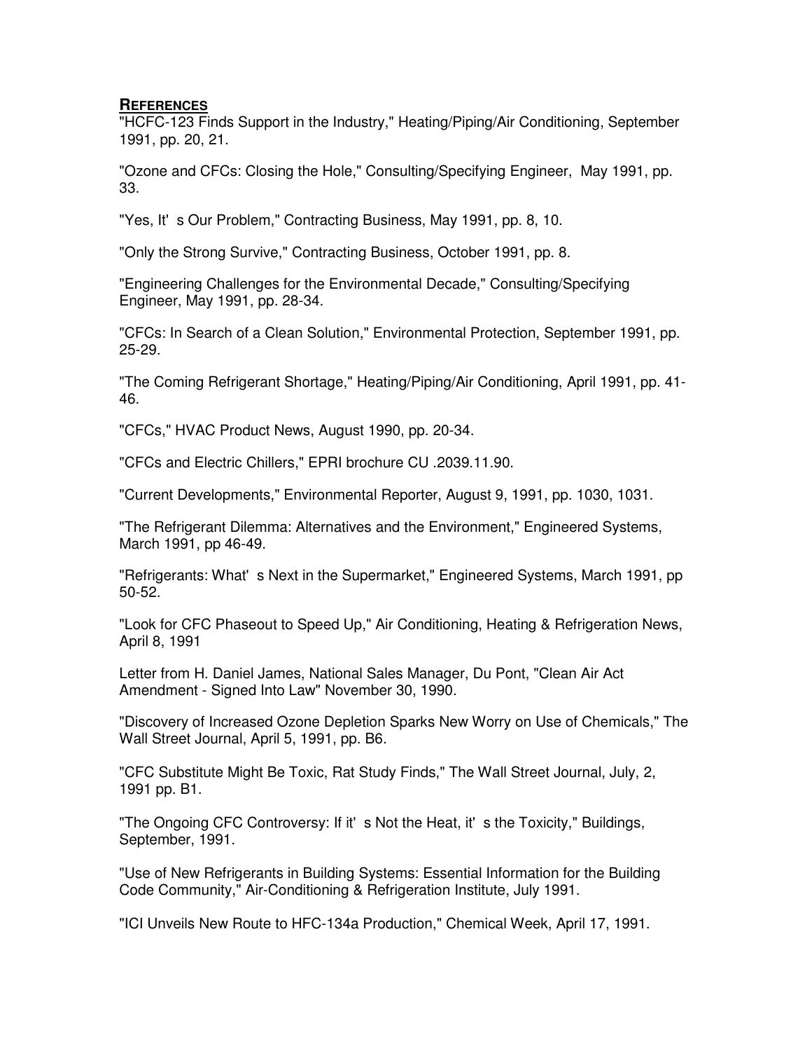## **REFERENCES**

"HCFC-123 Finds Support in the Industry," Heating/Piping/Air Conditioning, September 1991, pp. 20, 21.

"Ozone and CFCs: Closing the Hole," Consulting/Specifying Engineer, May 1991, pp. 33.

"Yes, It' s Our Problem," Contracting Business, May 1991, pp. 8, 10.

"Only the Strong Survive," Contracting Business, October 1991, pp. 8.

"Engineering Challenges for the Environmental Decade," Consulting/Specifying Engineer, May 1991, pp. 28-34.

"CFCs: In Search of a Clean Solution," Environmental Protection, September 1991, pp. 25-29.

"The Coming Refrigerant Shortage," Heating/Piping/Air Conditioning, April 1991, pp. 41-46.

"CFCs," HVAC Product News, August 1990, pp. 20-34.

"CFCs and Electric Chillers," EPRI brochure CU .2039.11.90.

"Current Developments," Environmental Reporter, August 9, 1991, pp. 1030, 1031.

"The Refrigerant Dilemma: Alternatives and the Environment," Engineered Systems, March 1991, pp 46-49.

"Refrigerants: What' s Next in the Supermarket," Engineered Systems, March 1991, pp 50-52.

"Look for CFC Phaseout to Speed Up," Air Conditioning, Heating & Refrigeration News, April 8, 1991

Letter from H. Daniel James, National Sales Manager, Du Pont, "Clean Air Act Amendment - Signed Into Law" November 30, 1990.

"Discovery of Increased Ozone Depletion Sparks New Worry on Use of Chemicals," The Wall Street Journal, April 5, 1991, pp. B6.

"CFC Substitute Might Be Toxic, Rat Study Finds," The Wall Street Journal, July, 2, 1991 pp. B1.

"The Ongoing CFC Controversy: If it' s Not the Heat, it' s the Toxicity," Buildings, September, 1991.

"Use of New Refrigerants in Building Systems: Essential Information for the Building Code Community," Air-Conditioning & Refrigeration Institute, July 1991.

"ICI Unveils New Route to HFC-134a Production," Chemical Week, April 17, 1991.